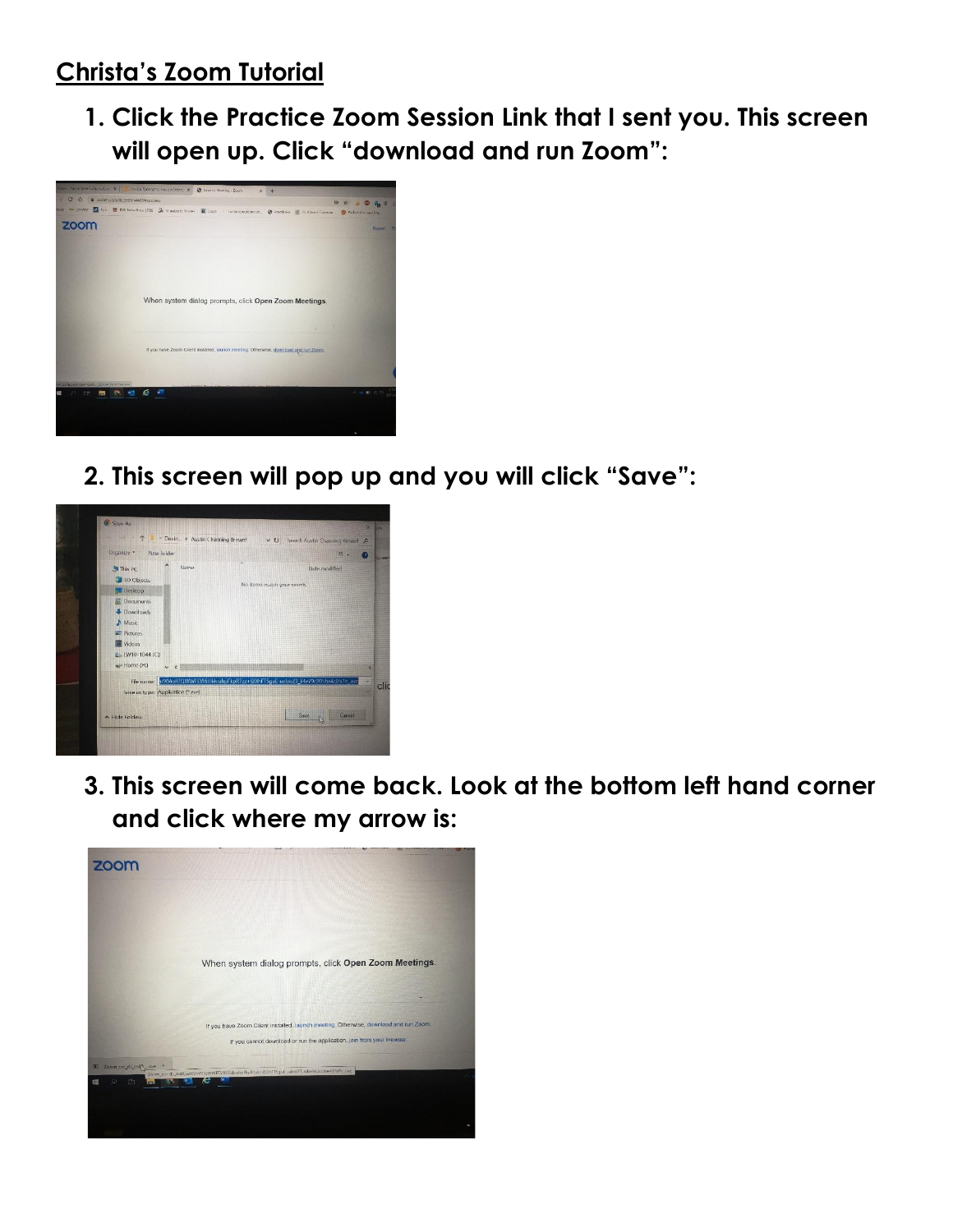**Christa's Zoom Tutorial**

1. **Click the Practice Zoom Session Link that I sent you. This screen will open up. Click "download and run Zoom":**

2. **This screen will pop up and you will click "Save":**

3. **This screen will come back. Look at the bottom left hand corner and click where my arrow is:**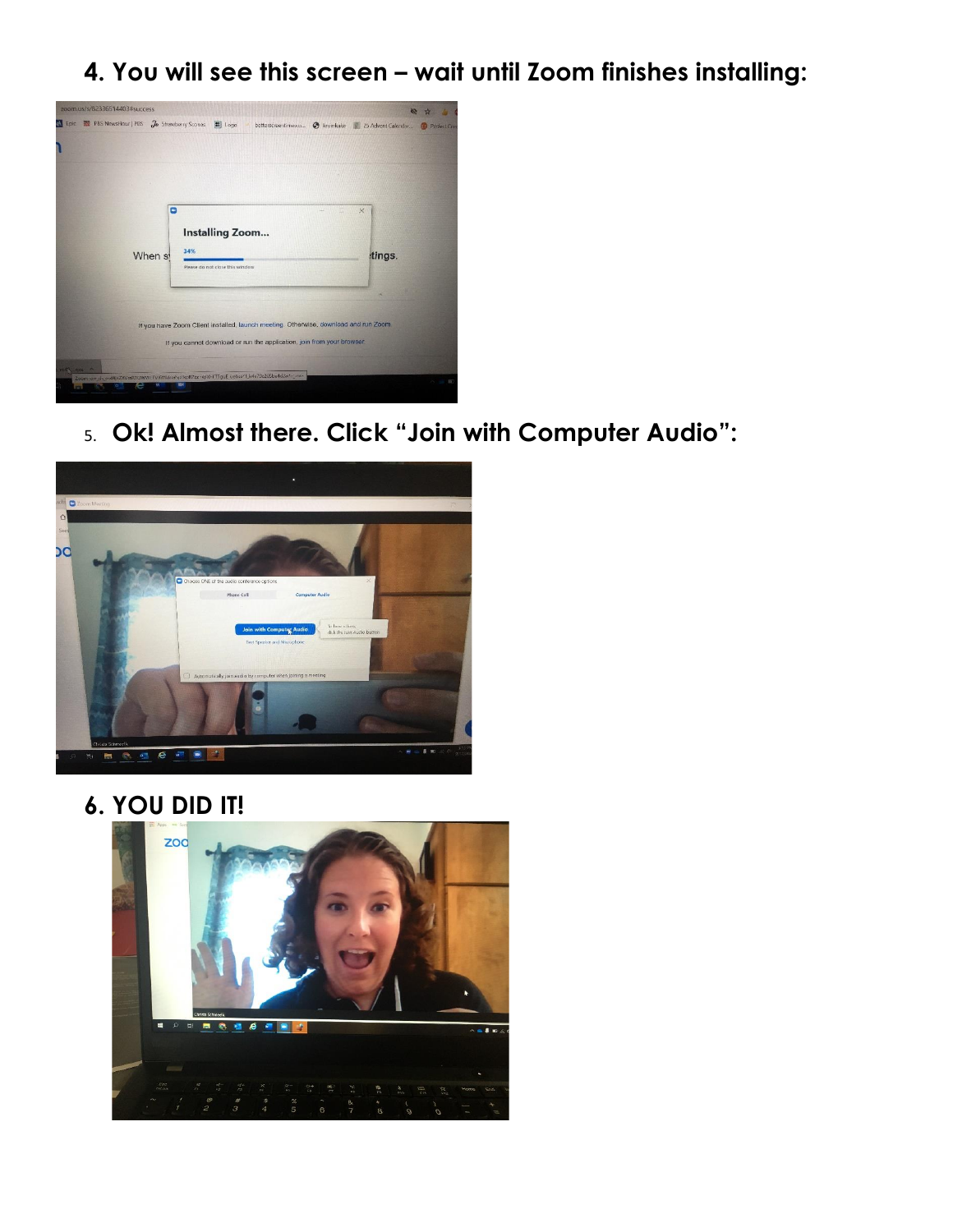**4. You will see this screen – wait until Zoom finishes installing:**

5. **Ok! Almost there. Click "Join with Computer Audio":**

**6. YOU DID IT!**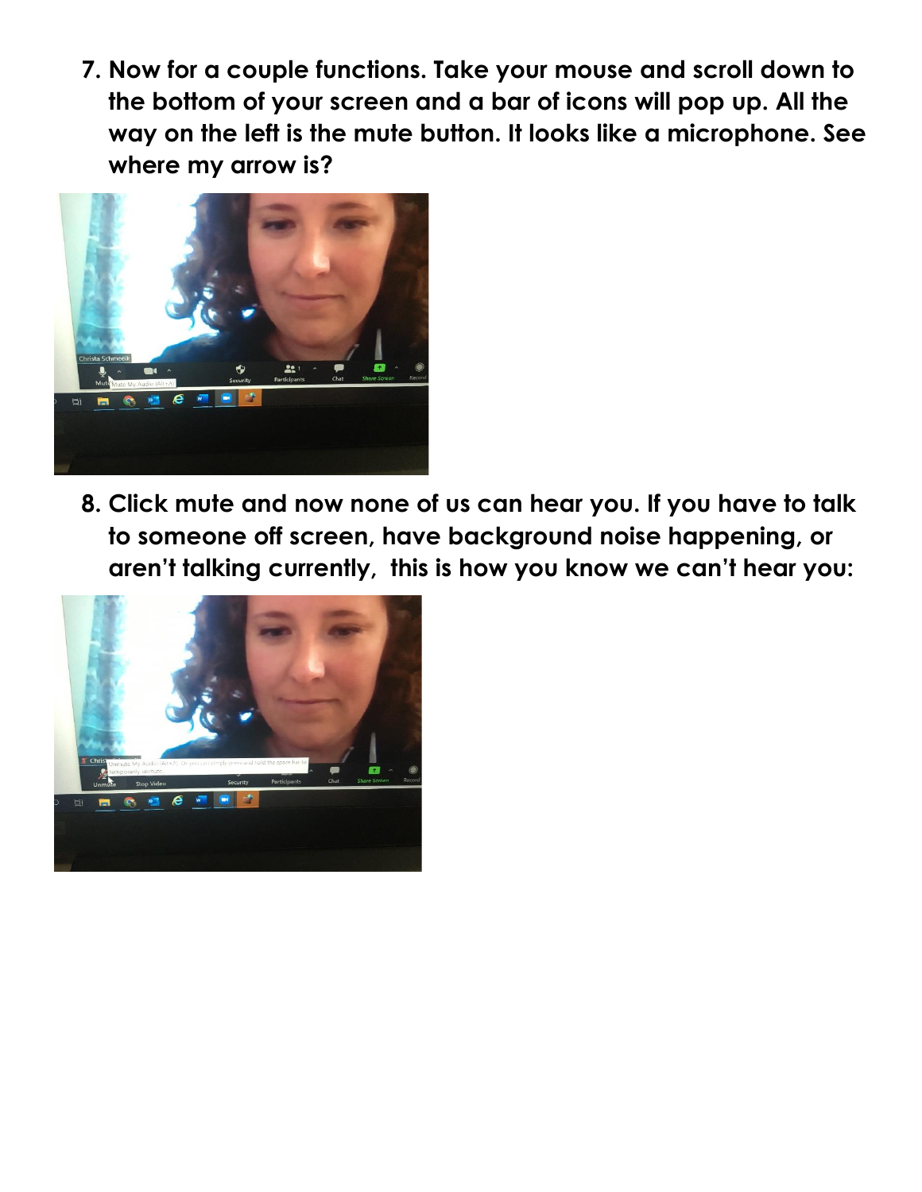7. **Now for a couple functions. Take your mouse and scroll down to the bottom of your screen and a bar of icons will pop up. All the way on the left is the mute button. It looks like a microphone. See where my arrow is?**

8. **Click mute and now none of us can hear you. If you have to talk to someone off screen, have background noise happening, or aren't talking currently, this is how you know we can't hear you:**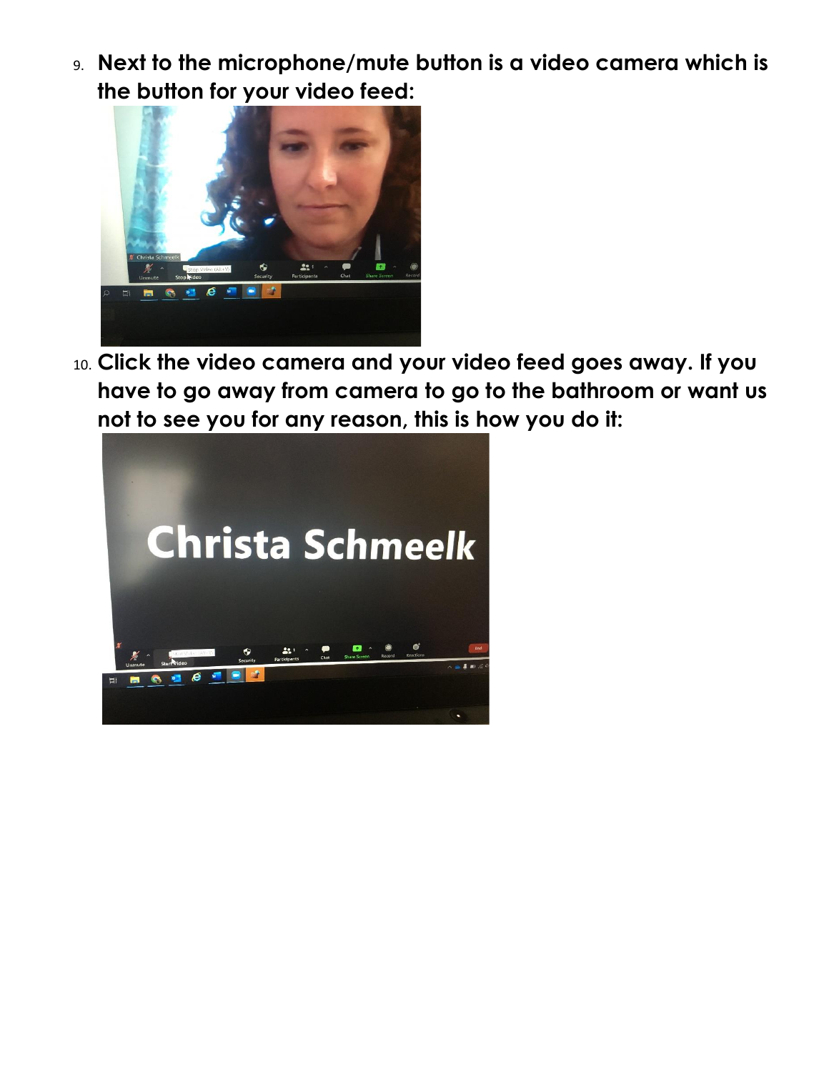9. **Next to the microphone/mute button is a video camera which is the button for your video feed:**

10. **Click the video camera and your video feed goes away. If you have to go away from camera to go to the bathroom or want us not to see you for any reason, this is how you do it:**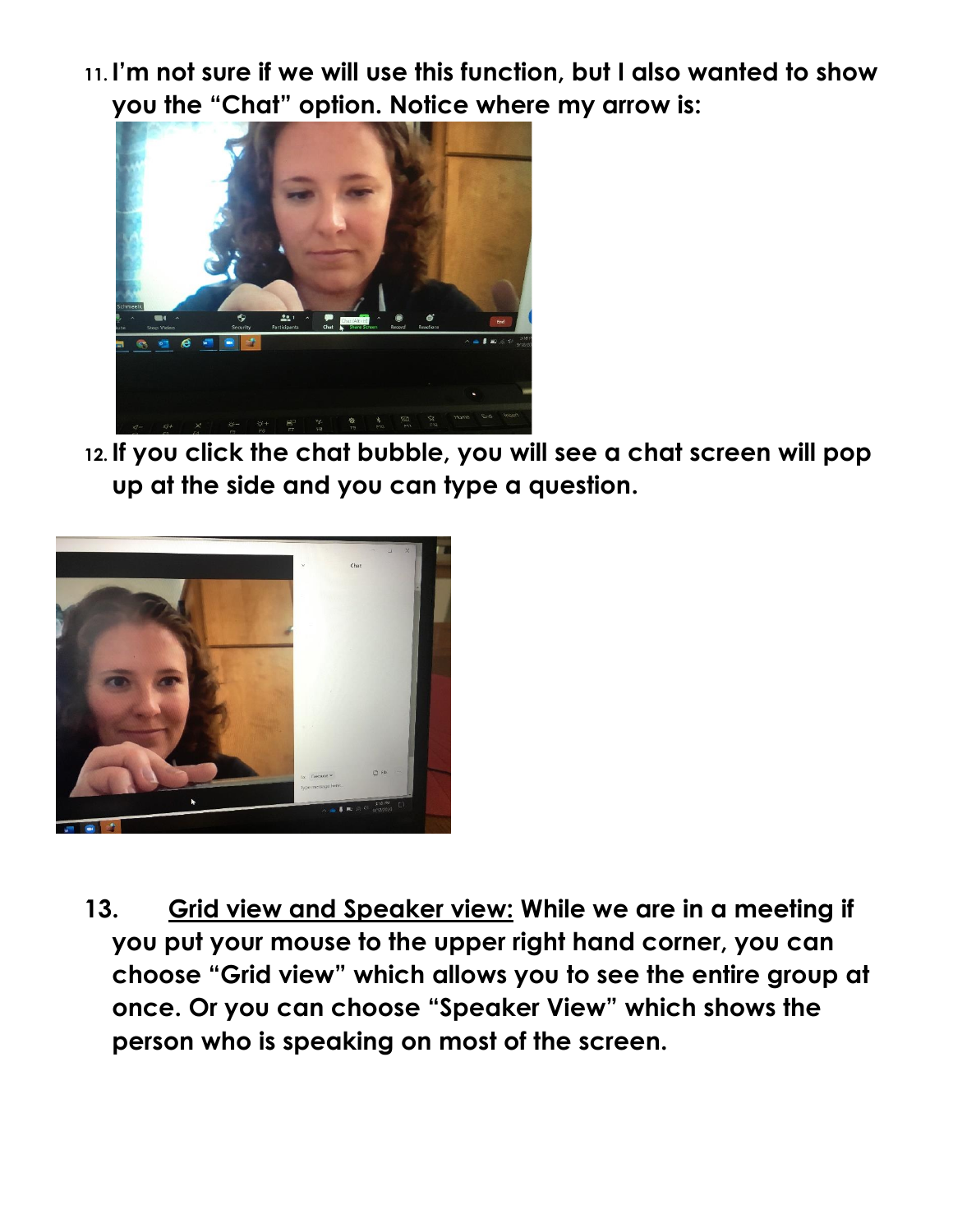11. **I'm not sure if we will use this function, but I also wanted to show you the "Chat" option. Notice where my arrow is:**

12. **If you click the chat bubble, you will see a chat screen will pop up at the side and you can type a question.**

13. **<u>Grid view and Speaker view:</u> While we are in a meeting if you put your mouse to the upper right hand corner, you can choose "Grid view" which allows you to see the entire group at once. Or you can choose "Speaker View" which shows the person who is speaking on most of the screen.**